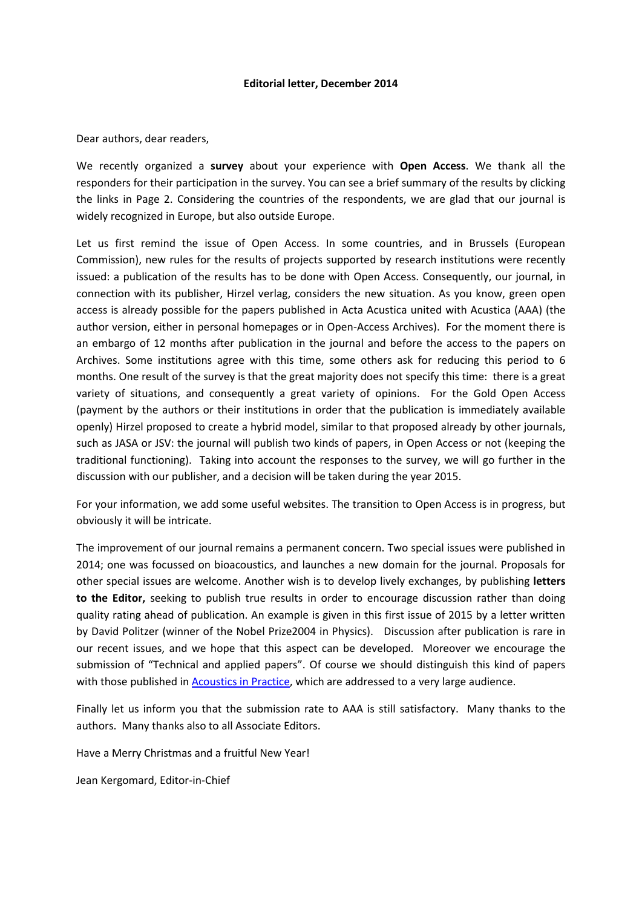**Editorial letter, December 2014**

Dear authors, dear readers,

We recently organized a **survey** about your experience with **Open Access**. We thank all the responders for their participation in the survey. You can see a brief summary of the results by clicking the links in Page 2. Considering the countries of the respondents, we are glad that our journal is widely recognized in Europe, but also outside Europe.

Let us first remind the issue of Open Access. In some countries, and in Brussels (European Commission), new rules for the results of projects supported by research institutions were recently issued: a publication of the results has to be done with Open Access. Consequently, our journal, in connection with its publisher, Hirzel verlag, considers the new situation. As you know, green open access is already possible for the papers published in Acta Acustica united with Acustica (AAA) (the author version, either in personal homepages or in Open-Access Archives). For the moment there is an embargo of 12 months after publication in the journal and before the access to the papers on Archives. Some institutions agree with this time, some others ask for reducing this period to 6 months. One result of the survey is that the great majority does not specify this time: there is a great variety of situations, and consequently a great variety of opinions. For the Gold Open Access (payment by the authors or their institutions in order that the publication is immediately available openly) Hirzel proposed to create a hybrid model, similar to that proposed already by other journals, such as JASA or JSV: the journal will publish two kinds of papers, in Open Access or not (keeping the traditional functioning). Taking into account the responses to the survey, we will go further in the discussion with our publisher, and a decision will be taken during the year 2015.

For your information, we add some useful websites. The transition to Open Access is in progress, but obviously it will be intricate.

The improvement of our journal remains a permanent concern. Two special issues were published in 2014; one was focussed on bioacoustics, and launches a new domain for the journal. Proposals for other special issues are welcome. Another wish is to develop lively exchanges, by publishing **letters to the Editor,** seeking to publish true results in order to encourage discussion rather than doing quality rating ahead of publication. An example is given in this first issue of 2015 by a letter written by David Politzer (winner of the Nobel Prize2004 in Physics). Discussion after publication is rare in our recent issues, and we hope that this aspect can be developed. Moreover we encourage the submission of "Technical and applied papers". Of course we should distinguish this kind of papers with those published in [Acoustics in Practice](), which are addressed to a very large audience.

Finally let us inform you that the submission rate to AAA is still satisfactory. Many thanks to the authors. Many thanks also to all Associate Editors.

Have a Merry Christmas and a fruitful New Year!

Jean Kergomard, Editor-in-Chief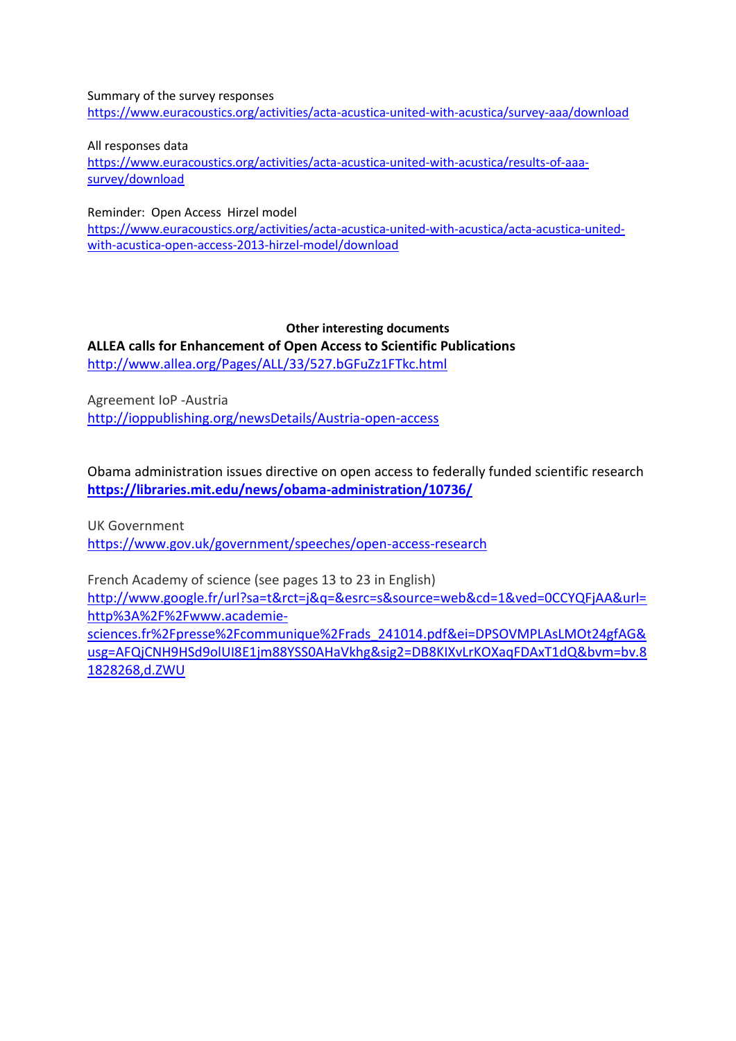Summary of the survey responses
https://www.euracoustics.org/activities/acta-acustica-united-with-acustica/survey-aaa/download

All responses data
https://www.euracoustics.org/activities/acta-acustica-united-with-acustica/results-of-aaa-survey/download

Reminder: Open Access Hirzel model
https://www.euracoustics.org/activities/acta-acustica-united-with-acustica/acta-acustica-united-with-acustica-open-access-2013-hirzel-model/download

**Other interesting documents**

**ALLEA calls for Enhancement of Open Access to Scientific Publications**
http://www.allea.org/Pages/ALL/33/527.bGFuZz1FTkc.html

Agreement IoP -Austria
http://ioppublishing.org/newsDetails/Austria-open-access

Obama administration issues directive on open access to federally funded scientific research
**https://libraries.mit.edu/news/obama-administration/10736/**

UK Government
https://www.gov.uk/government/speeches/open-access-research

French Academy of science (see pages 13 to 23 in English)
http://www.google.fr/url?sa=t&rct=j&q=&esrc=s&source=web&cd=1&ved=0CCYQFjAA&url=http%3A%2F%2Fwww.academie-sciences.fr%2Fpresse%2Fcommunique%2Frads_241014.pdf&ei=DPSOVMPLAsLMOt24gfAG&usg=AFQjCNH9HSd9olUI8E1jm88YSS0AHaVkhg&sig2=DB8KIXvLrKOXaqFDAxT1dQ&bvm=bv.81828268,d.ZWU